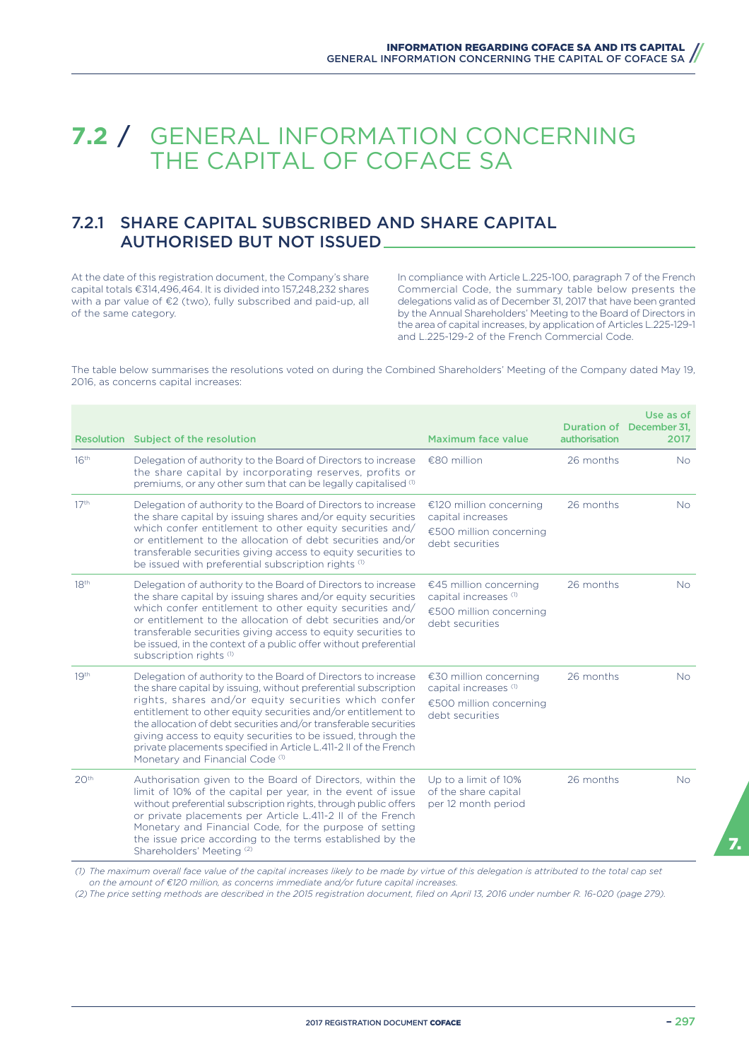# 7.2 / GENERAL INFORMATION CONCERNING THE CAPITAL OF COFACE SA

## 7.2.1 SHARE CAPITAL SUBSCRIBED AND SHARE CAPITAL AUTHORISED BUT NOT ISSUED

At the date of this registration document, the Company's share capital totals €314,496,464. It is divided into 157,248,232 shares with a par value of €2 (two), fully subscribed and paid-up, all of the same category.

In compliance with Article L.225-100, paragraph 7 of the French Commercial Code, the summary table below presents the delegations valid as of December 31, 2017 that have been granted by the Annual Shareholders' Meeting to the Board of Directors in the area of capital increases, by application of Articles L.225-129-1 and L.225-129-2 of the French Commercial Code.

The table below summarises the resolutions voted on during the Combined Shareholders' Meeting of the Company dated May 19, 2016, as concerns capital increases:

| Resolution | Subject of the resolution | Maximum face value | Duration of authorisation | Use as of December 31, 2017 |
|---|---|---|---|---|
| 16th | Delegation of authority to the Board of Directors to increase the share capital by incorporating reserves, profits or premiums, or any other sum that can be legally capitalised [1] | €80 million | 26 months | No |
| 17th | Delegation of authority to the Board of Directors to increase the share capital by issuing shares and/or equity securities which confer entitlement to other equity securities and/or entitlement to the allocation of debt securities and/or transferable securities giving access to equity securities to be issued with preferential subscription rights [1] | €120 million concerning capital increases<br>€500 million concerning debt securities | 26 months | No |
| 18th | Delegation of authority to the Board of Directors to increase the share capital by issuing shares and/or equity securities which confer entitlement to other equity securities and/or entitlement to the allocation of debt securities and/or transferable securities giving access to equity securities to be issued, in the context of a public offer without preferential subscription rights [1] | €45 million concerning capital increases [1]<br>€500 million concerning debt securities | 26 months | No |
| 19th | Delegation of authority to the Board of Directors to increase the share capital by issuing, without preferential subscription rights, shares and/or equity securities which confer entitlement to other equity securities and/or entitlement to the allocation of debt securities and/or transferable securities giving access to equity securities to be issued, through the private placements specified in Article L.411-2 II of the French Monetary and Financial Code [1] | €30 million concerning capital increases [1]<br>€500 million concerning debt securities | 26 months | No |
| 20th | Authorisation given to the Board of Directors, within the limit of 10% of the capital per year, in the event of issue without preferential subscription rights, through public offers or private placements per Article L.411-2 II of the French Monetary and Financial Code, for the purpose of setting the issue price according to the terms established by the Shareholders' Meeting [2] | Up to a limit of 10% of the share capital per 12 month period | 26 months | No |

*(1) The maximum overall face value of the capital increases likely to be made by virtue of this delegation is attributed to the total cap set on the amount of €120 million, as concerns immediate and/or future capital increases.*

*(2) The price setting methods are described in the 2015 registration document, filed on April 13, 2016 under number R. 16-020 (page 279).*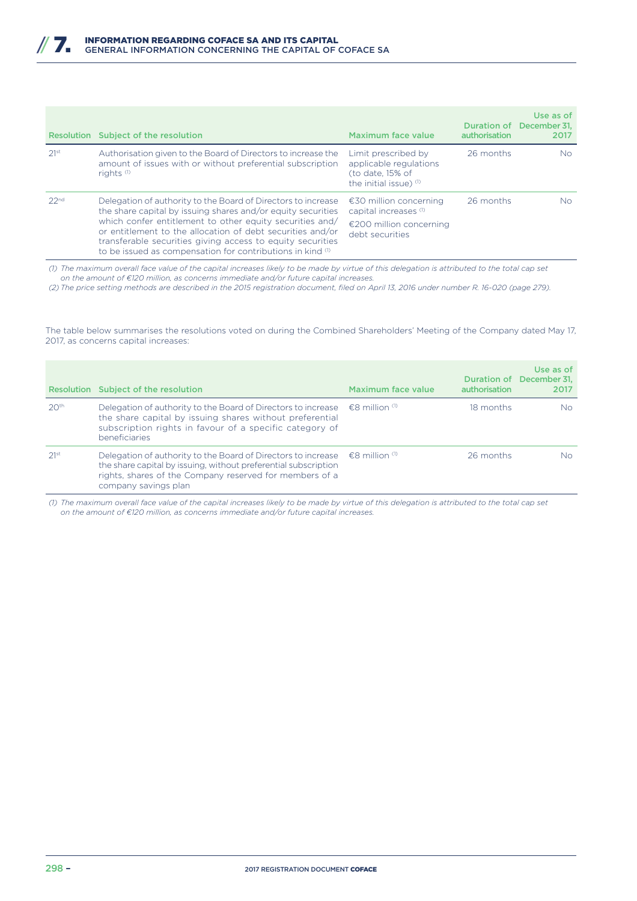| Resolution | Subject of the resolution | Maximum face value | Duration of authorisation | Use as of December 31, 2017 |
|---|---|---|---|---|
| 21st | Authorisation given to the Board of Directors to increase the amount of issues with or without preferential subscription rights (1) | Limit prescribed by applicable regulations (to date, 15% of the initial issue) (1) | 26 months | No |
| 22nd | Delegation of authority to the Board of Directors to increase the share capital by issuing shares and/or equity securities which confer entitlement to other equity securities and/or entitlement to the allocation of debt securities and/or transferable securities giving access to equity securities to be issued as compensation for contributions in kind (1) | €30 million concerning capital increases (1)<br>€200 million concerning debt securities | 26 months | No |

*(1) The maximum overall face value of the capital increases likely to be made by virtue of this delegation is attributed to the total cap set on the amount of €120 million, as concerns immediate and/or future capital increases.*

*(2) The price setting methods are described in the 2015 registration document, filed on April 13, 2016 under number R. 16-020 (page 279).*

The table below summarises the resolutions voted on during the Combined Shareholders' Meeting of the Company dated May 17, 2017, as concerns capital increases:

| Resolution | Subject of the resolution | Maximum face value | Duration of authorisation | Use as of December 31, 2017 |
|---|---|---|---|---|
| 20th | Delegation of authority to the Board of Directors to increase the share capital by issuing shares without preferential subscription rights in favour of a specific category of beneficiaries | €8 million (1) | 18 months | No |
| 21st | Delegation of authority to the Board of Directors to increase the share capital by issuing, without preferential subscription rights, shares of the Company reserved for members of a company savings plan | €8 million (1) | 26 months | No |

*(1) The maximum overall face value of the capital increases likely to be made by virtue of this delegation is attributed to the total cap set on the amount of €120 million, as concerns immediate and/or future capital increases.*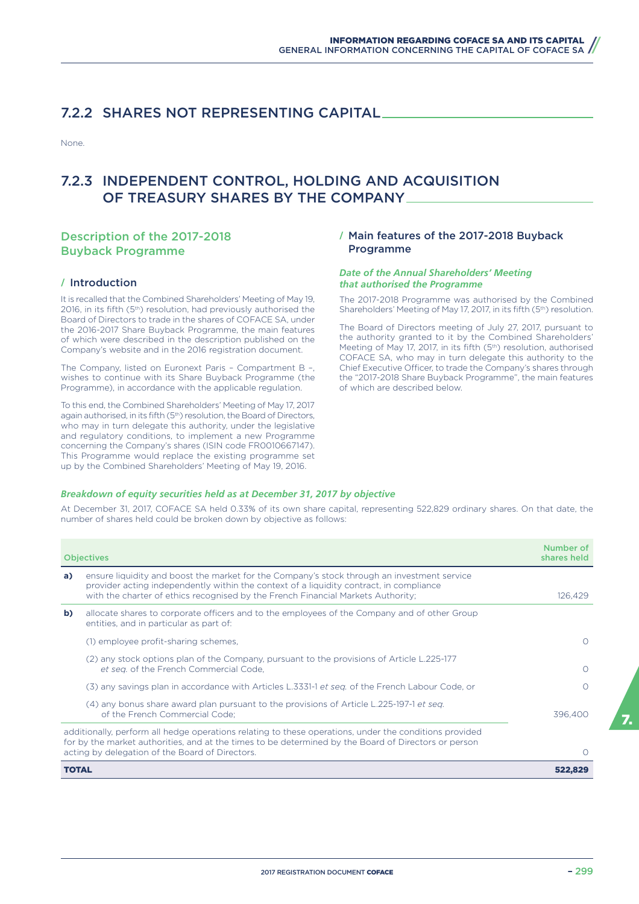## 7.2.2 SHARES NOT REPRESENTING CAPITAL

None.

## 7.2.3 INDEPENDENT CONTROL, HOLDING AND ACQUISITION OF TREASURY SHARES BY THE COMPANY

### Description of the 2017-2018 Buyback Programme

#### / Introduction

It is recalled that the Combined Shareholders' Meeting of May 19, 2016, in its fifth (5th) resolution, had previously authorised the Board of Directors to trade in the shares of COFACE SA, under the 2016-2017 Share Buyback Programme, the main features of which were described in the description published on the Company's website and in the 2016 registration document.

The Company, listed on Euronext Paris – Compartment B –, wishes to continue with its Share Buyback Programme (the Programme), in accordance with the applicable regulation.

To this end, the Combined Shareholders' Meeting of May 17, 2017 again authorised, in its fifth (5th) resolution, the Board of Directors, who may in turn delegate this authority, under the legislative and regulatory conditions, to implement a new Programme concerning the Company's shares (ISIN code FR0010667147). This Programme would replace the existing programme set up by the Combined Shareholders' Meeting of May 19, 2016.

#### / Main features of the 2017-2018 Buyback Programme

***Date of the Annual Shareholders' Meeting that authorised the Programme***

The 2017-2018 Programme was authorised by the Combined Shareholders' Meeting of May 17, 2017, in its fifth (5th) resolution.

The Board of Directors meeting of July 27, 2017, pursuant to the authority granted to it by the Combined Shareholders' Meeting of May 17, 2017, in its fifth (5th) resolution, authorised COFACE SA, who may in turn delegate this authority to the Chief Executive Officer, to trade the Company's shares through the "2017-2018 Share Buyback Programme", the main features of which are described below.

***Breakdown of equity securities held as at December 31, 2017 by objective***

At December 31, 2017, COFACE SA held 0.33% of its own share capital, representing 522,829 ordinary shares. On that date, the number of shares held could be broken down by objective as follows:

| | Objectives | Number of shares held |
|---|---|---|
| **a)** | ensure liquidity and boost the market for the Company's stock through an investment service provider acting independently within the context of a liquidity contract, in compliance with the charter of ethics recognised by the French Financial Markets Authority; | 126,429 |
| **b)** | allocate shares to corporate officers and to the employees of the Company and of other Group entities, and in particular as part of: | |
| | (1) employee profit-sharing schemes, | 0 |
| | (2) any stock options plan of the Company, pursuant to the provisions of Article L.225-177 *et seq.* of the French Commercial Code, | 0 |
| | (3) any savings plan in accordance with Articles L.3331-1 *et seq.* of the French Labour Code, or | 0 |
| | (4) any bonus share award plan pursuant to the provisions of Article L.225-197-1 *et seq.* of the French Commercial Code; | 396,400 |
| | additionally, perform all hedge operations relating to these operations, under the conditions provided for by the market authorities, and at the times to be determined by the Board of Directors or person acting by delegation of the Board of Directors. | 0 |
| **TOTAL** | | **522,829** |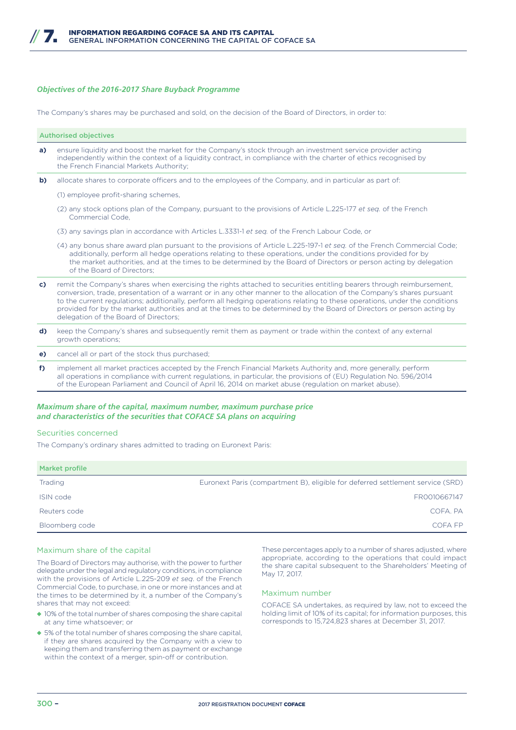### *Objectives of the 2016-2017 Share Buyback Programme*

The Company's shares may be purchased and sold, on the decision of the Board of Directors, in order to:

| Authorised objectives | |
|---|---|
| **a)** | ensure liquidity and boost the market for the Company's stock through an investment service provider acting independently within the context of a liquidity contract, in compliance with the charter of ethics recognised by the French Financial Markets Authority; |
| **b)** | allocate shares to corporate officers and to the employees of the Company, and in particular as part of:<br>(1) employee profit-sharing schemes,<br>(2) any stock options plan of the Company, pursuant to the provisions of Article L.225-177 *et seq.* of the French Commercial Code,<br>(3) any savings plan in accordance with Articles L.3331-1 *et seq.* of the French Labour Code, or<br>(4) any bonus share award plan pursuant to the provisions of Article L.225-197-1 *et seq.* of the French Commercial Code; additionally, perform all hedge operations relating to these operations, under the conditions provided for by the market authorities, and at the times to be determined by the Board of Directors or person acting by delegation of the Board of Directors; |
| **c)** | remit the Company's shares when exercising the rights attached to securities entitling bearers through reimbursement, conversion, trade, presentation of a warrant or in any other manner to the allocation of the Company's shares pursuant to the current regulations; additionally, perform all hedging operations relating to these operations, under the conditions provided for by the market authorities and at the times to be determined by the Board of Directors or person acting by delegation of the Board of Directors; |
| **d)** | keep the Company's shares and subsequently remit them as payment or trade within the context of any external growth operations; |
| **e)** | cancel all or part of the stock thus purchased; |
| **f)** | implement all market practices accepted by the French Financial Markets Authority and, more generally, perform all operations in compliance with current regulations, in particular, the provisions of (EU) Regulation No. 596/2014 of the European Parliament and Council of April 16, 2014 on market abuse (regulation on market abuse). |

### *Maximum share of the capital, maximum number, maximum purchase price and characteristics of the securities that COFACE SA plans on acquiring*

#### Securities concerned

The Company's ordinary shares admitted to trading on Euronext Paris:

| Market profile | |
|---|---|
| Trading | Euronext Paris (compartment B), eligible for deferred settlement service (SRD) |
| ISIN code | FR0010667147 |
| Reuters code | COFA. PA |
| Bloomberg code | COFA FP |

#### Maximum share of the capital

The Board of Directors may authorise, with the power to further delegate under the legal and regulatory conditions, in compliance with the provisions of Article L.225-209 *et seq.* of the French Commercial Code, to purchase, in one or more instances and at the times to be determined by it, a number of the Company's shares that may not exceed:

- 10% of the total number of shares composing the share capital at any time whatsoever; or
- 5% of the total number of shares composing the share capital, if they are shares acquired by the Company with a view to keeping them and transferring them as payment or exchange within the context of a merger, spin-off or contribution.

These percentages apply to a number of shares adjusted, where appropriate, according to the operations that could impact the share capital subsequent to the Shareholders' Meeting of May 17, 2017.

#### Maximum number

COFACE SA undertakes, as required by law, not to exceed the holding limit of 10% of its capital; for information purposes, this corresponds to 15,724,823 shares at December 31, 2017.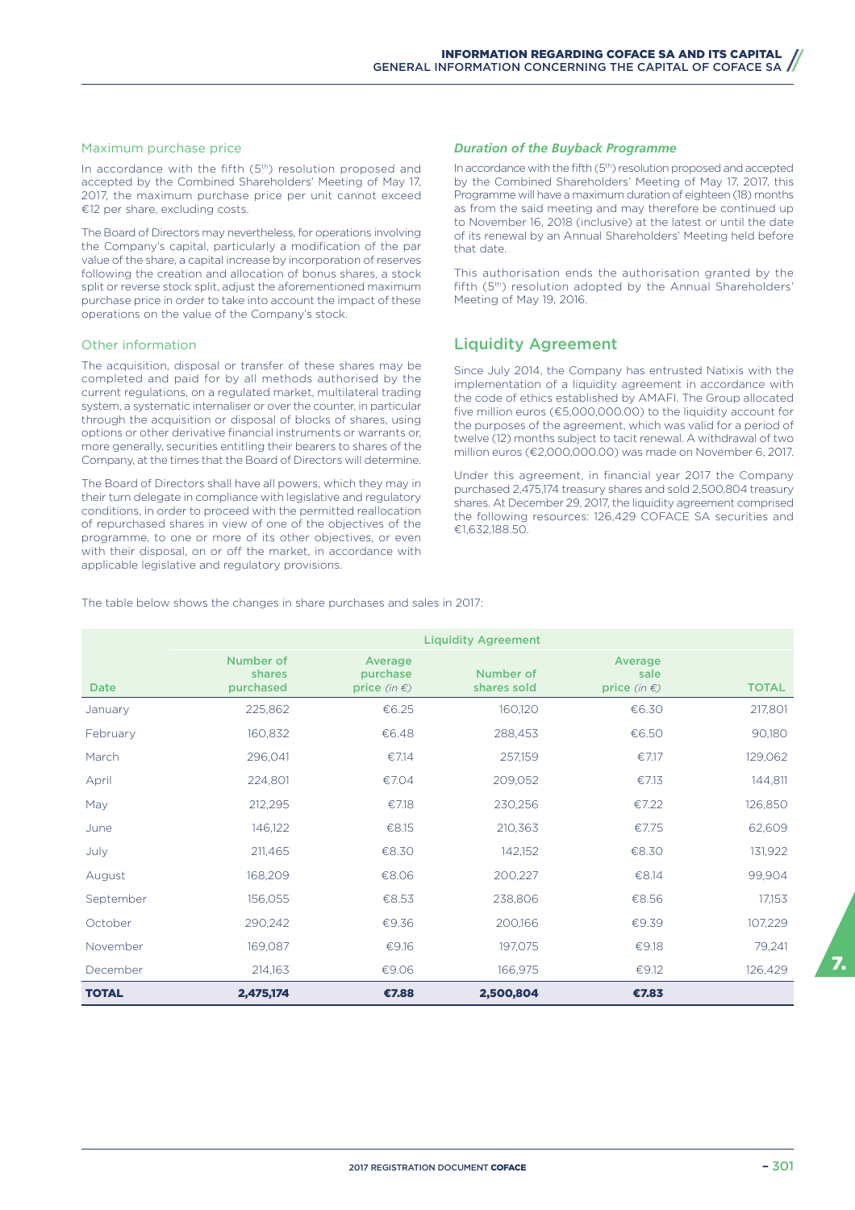### Maximum purchase price

In accordance with the fifth (5th) resolution proposed and accepted by the Combined Shareholders' Meeting of May 17, 2017, the maximum purchase price per unit cannot exceed €12 per share, excluding costs.

The Board of Directors may nevertheless, for operations involving the Company's capital, particularly a modification of the par value of the share, a capital increase by incorporation of reserves following the creation and allocation of bonus shares, a stock split or reverse stock split, adjust the aforementioned maximum purchase price in order to take into account the impact of these operations on the value of the Company's stock.

### Other information

The acquisition, disposal or transfer of these shares may be completed and paid for by all methods authorised by the current regulations, on a regulated market, multilateral trading system, a systematic internaliser or over the counter, in particular through the acquisition or disposal of blocks of shares, using options or other derivative financial instruments or warrants or, more generally, securities entitling their bearers to shares of the Company, at the times that the Board of Directors will determine.

The Board of Directors shall have all powers, which they may in their turn delegate in compliance with legislative and regulatory conditions, in order to proceed with the permitted reallocation of repurchased shares in view of one of the objectives of the programme, to one or more of its other objectives, or even with their disposal, on or off the market, in accordance with applicable legislative and regulatory provisions.

### *Duration of the Buyback Programme*

In accordance with the fifth (5th) resolution proposed and accepted by the Combined Shareholders' Meeting of May 17, 2017, this Programme will have a maximum duration of eighteen (18) months as from the said meeting and may therefore be continued up to November 16, 2018 (inclusive) at the latest or until the date of its renewal by an Annual Shareholders' Meeting held before that date.

This authorisation ends the authorisation granted by the fifth (5th) resolution adopted by the Annual Shareholders' Meeting of May 19, 2016.

## Liquidity Agreement

Since July 2014, the Company has entrusted Natixis with the implementation of a liquidity agreement in accordance with the code of ethics established by AMAFI. The Group allocated five million euros (€5,000,000.00) to the liquidity account for the purposes of the agreement, which was valid for a period of twelve (12) months subject to tacit renewal. A withdrawal of two million euros (€2,000,000.00) was made on November 6, 2017.

Under this agreement, in financial year 2017 the Company purchased 2,475,174 treasury shares and sold 2,500,804 treasury shares. At December 29, 2017, the liquidity agreement comprised the following resources: 126,429 COFACE SA securities and €1,632,188.50.

The table below shows the changes in share purchases and sales in 2017:

| | Liquidity Agreement | | | | |
|---|---|---|---|---|---|
| **Date** | **Number of shares purchased** | **Average purchase price** *(in €)* | **Number of shares sold** | **Average sale price** *(in €)* | **TOTAL** |
| January | 225,862 | €6.25 | 160,120 | €6.30 | 217,801 |
| February | 160,832 | €6.48 | 288,453 | €6.50 | 90,180 |
| March | 296,041 | €7.14 | 257,159 | €7.17 | 129,062 |
| April | 224,801 | €7.04 | 209,052 | €7.13 | 144,811 |
| May | 212,295 | €7.18 | 230,256 | €7.22 | 126,850 |
| June | 146,122 | €8.15 | 210,363 | €7.75 | 62,609 |
| July | 211,465 | €8.30 | 142,152 | €8.30 | 131,922 |
| August | 168,209 | €8.06 | 200,227 | €8.14 | 99,904 |
| September | 156,055 | €8.53 | 238,806 | €8.56 | 17,153 |
| October | 290,242 | €9.36 | 200,166 | €9.39 | 107,229 |
| November | 169,087 | €9.16 | 197,075 | €9.18 | 79,241 |
| December | 214,163 | €9.06 | 166,975 | €9.12 | 126,429 |
| **TOTAL** | **2,475,174** | **€7.88** | **2,500,804** | **€7.83** | |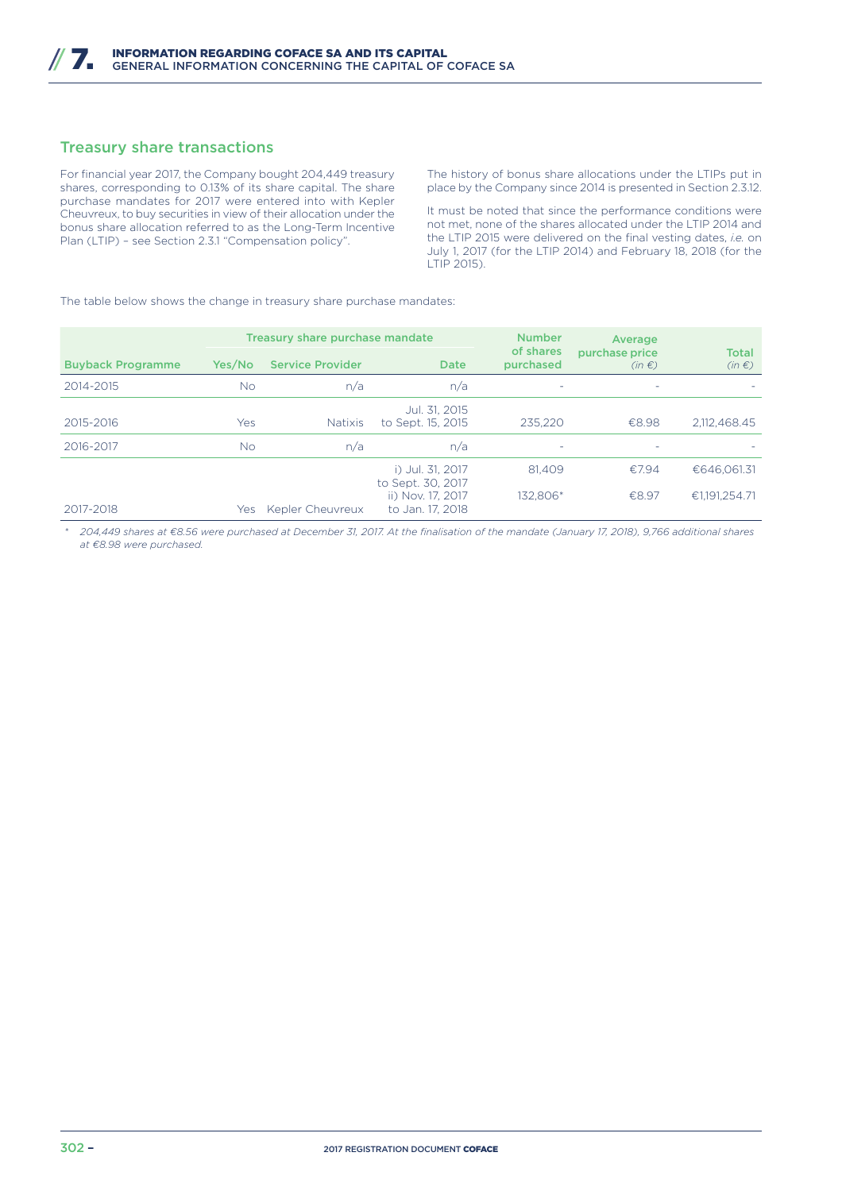## Treasury share transactions

For financial year 2017, the Company bought 204,449 treasury shares, corresponding to 0.13% of its share capital. The share purchase mandates for 2017 were entered into with Kepler Cheuvreux, to buy securities in view of their allocation under the bonus share allocation referred to as the Long-Term Incentive Plan (LTIP) – see Section 2.3.1 "Compensation policy".

The history of bonus share allocations under the LTIPs put in place by the Company since 2014 is presented in Section 2.3.12.

It must be noted that since the performance conditions were not met, none of the shares allocated under the LTIP 2014 and the LTIP 2015 were delivered on the final vesting dates, *i.e.* on July 1, 2017 (for the LTIP 2014) and February 18, 2018 (for the LTIP 2015).

The table below shows the change in treasury share purchase mandates:

| | Treasury share purchase mandate | | | Number of shares purchased | Average purchase price *(in €)* | Total *(in €)* |
|---|---|---|---|---|---|---|
| **Buyback Programme** | **Yes/No** | **Service Provider** | **Date** | | | |
| 2014-2015 | No | n/a | n/a | - | - | - |
| 2015-2016 | Yes | Natixis | Jul. 31, 2015 to Sept. 15, 2015 | 235,220 | €8.98 | 2,112,468.45 |
| 2016-2017 | No | n/a | n/a | - | - | - |
| 2017-2018 | Yes | Kepler Cheuvreux | i) Jul. 31, 2017 to Sept. 30, 2017 | 81,409 | €7.94 | €646,061.31 |
| | | | ii) Nov. 17, 2017 to Jan. 17, 2018 | 132,806* | €8.97 | €1,191,254.71 |

\* *204,449 shares at €8.56 were purchased at December 31, 2017. At the finalisation of the mandate (January 17, 2018), 9,766 additional shares at €8.98 were purchased.*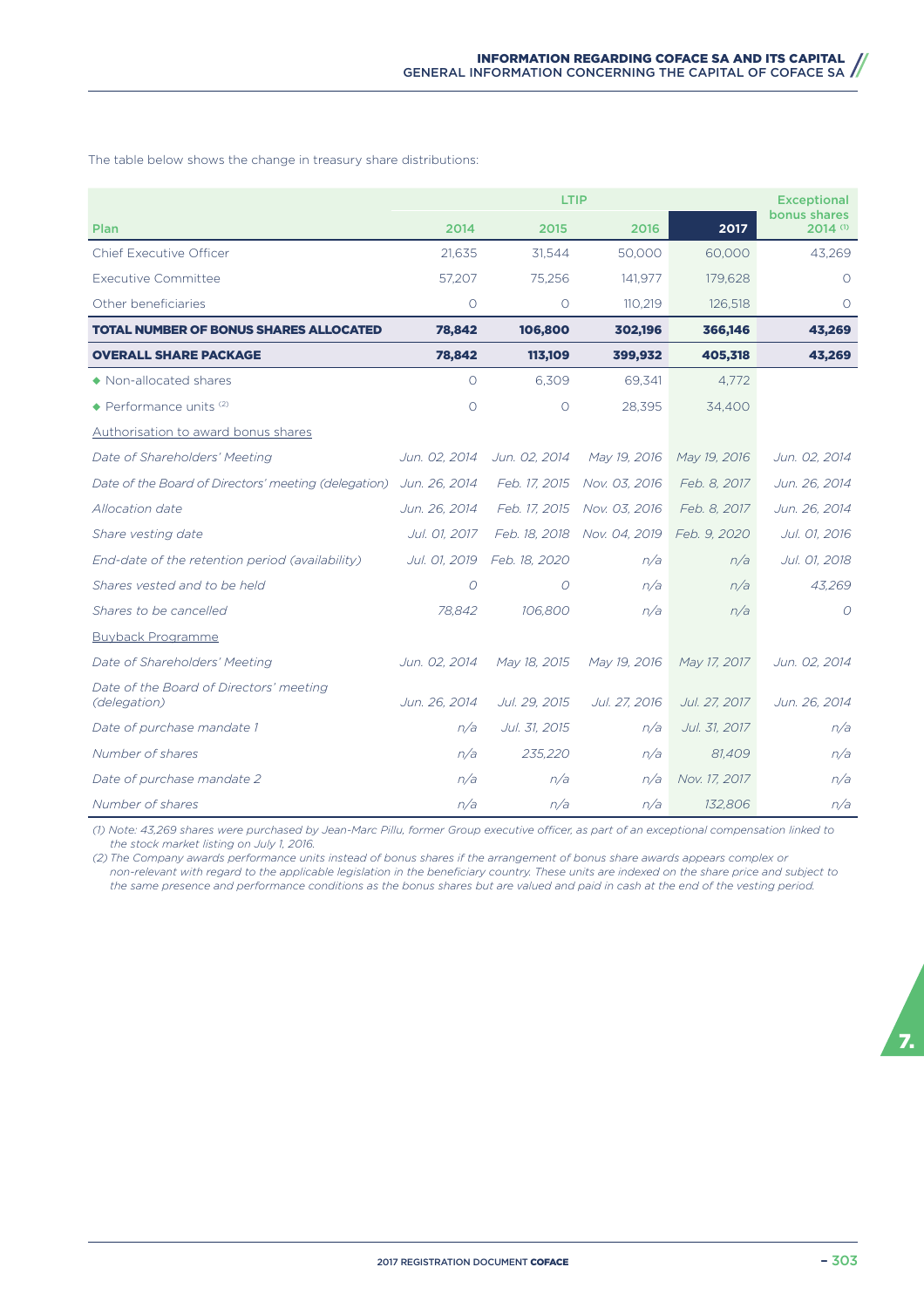The table below shows the change in treasury share distributions:

| Plan | LTIP 2014 | LTIP 2015 | LTIP 2016 | LTIP 2017 | Exceptional bonus shares 2014 [1] |
|---|---|---|---|---|---|
| Chief Executive Officer | 21,635 | 31,544 | 50,000 | 60,000 | 43,269 |
| Executive Committee | 57,207 | 75,256 | 141,977 | 179,628 | 0 |
| Other beneficiaries | 0 | 0 | 110,219 | 126,518 | 0 |
| **TOTAL NUMBER OF BONUS SHARES ALLOCATED** | **78,842** | **106,800** | **302,196** | **366,146** | **43,269** |
| **OVERALL SHARE PACKAGE** | **78,842** | **113,109** | **399,932** | **405,318** | **43,269** |
| ◆ Non-allocated shares | 0 | 6,309 | 69,341 | 4,772 | |
| ◆ Performance units [2] | 0 | 0 | 28,395 | 34,400 | |
| Authorisation to award bonus shares | | | | | |
| *Date of Shareholders' Meeting* | *Jun. 02, 2014* | *Jun. 02, 2014* | *May 19, 2016* | *May 19, 2016* | *Jun. 02, 2014* |
| *Date of the Board of Directors' meeting (delegation)* | *Jun. 26, 2014* | *Feb. 17, 2015* | *Nov. 03, 2016* | *Feb. 8, 2017* | *Jun. 26, 2014* |
| *Allocation date* | *Jun. 26, 2014* | *Feb. 17, 2015* | *Nov. 03, 2016* | *Feb. 8, 2017* | *Jun. 26, 2014* |
| *Share vesting date* | *Jul. 01, 2017* | *Feb. 18, 2018* | *Nov. 04, 2019* | *Feb. 9, 2020* | *Jul. 01, 2016* |
| *End-date of the retention period (availability)* | *Jul. 01, 2019* | *Feb. 18, 2020* | *n/a* | *n/a* | *Jul. 01, 2018* |
| *Shares vested and to be held* | *0* | *0* | *n/a* | *n/a* | *43,269* |
| *Shares to be cancelled* | *78,842* | *106,800* | *n/a* | *n/a* | *0* |
| Buyback Programme | | | | | |
| *Date of Shareholders' Meeting* | *Jun. 02, 2014* | *May 18, 2015* | *May 19, 2016* | *May 17, 2017* | *Jun. 02, 2014* |
| *Date of the Board of Directors' meeting (delegation)* | *Jun. 26, 2014* | *Jul. 29, 2015* | *Jul. 27, 2016* | *Jul. 27, 2017* | *Jun. 26, 2014* |
| *Date of purchase mandate 1* | *n/a* | *Jul. 31, 2015* | *n/a* | *Jul. 31, 2017* | *n/a* |
| *Number of shares* | *n/a* | *235,220* | *n/a* | *81,409* | *n/a* |
| *Date of purchase mandate 2* | *n/a* | *n/a* | *n/a* | *Nov. 17, 2017* | *n/a* |
| *Number of shares* | *n/a* | *n/a* | *n/a* | *132,806* | *n/a* |

*(1) Note: 43,269 shares were purchased by Jean-Marc Pillu, former Group executive officer, as part of an exceptional compensation linked to the stock market listing on July 1, 2016.*

*(2) The Company awards performance units instead of bonus shares if the arrangement of bonus share awards appears complex or non-relevant with regard to the applicable legislation in the beneficiary country. These units are indexed on the share price and subject to the same presence and performance conditions as the bonus shares but are valued and paid in cash at the end of the vesting period.*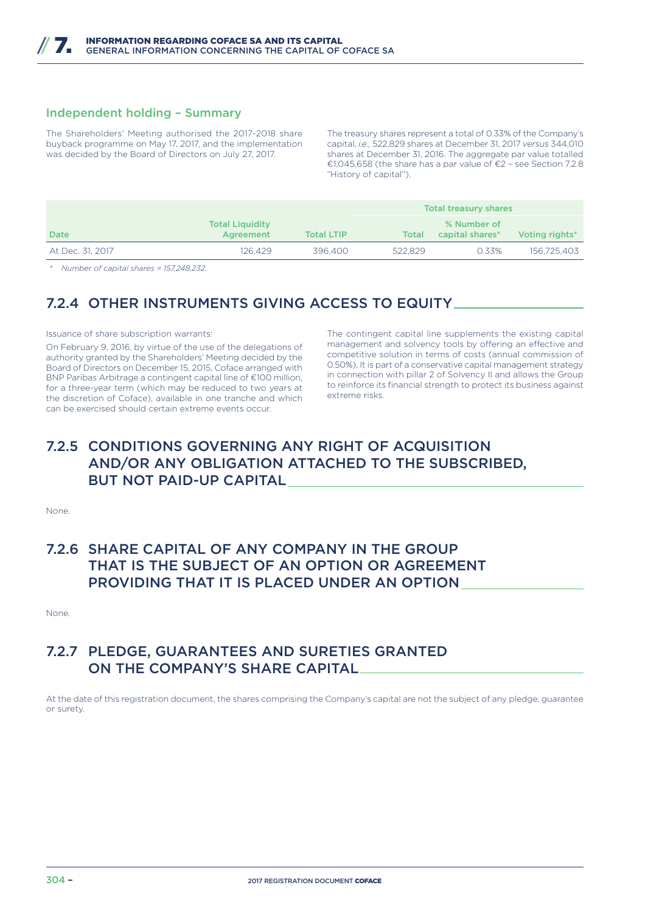### Independent holding – Summary

The Shareholders' Meeting authorised the 2017-2018 share buyback programme on May 17, 2017, and the implementation was decided by the Board of Directors on July 27, 2017.

The treasury shares represent a total of 0.33% of the Company's capital, *i.e.,* 522,829 shares at December 31, 2017 *versus* 344,010 shares at December 31, 2016. The aggregate par value totalled €1,045,658 (the share has a par value of €2 – see Section 7.2.8 "History of capital").

| | | | Total treasury shares | | |
|---|---|---|---|---|---|
| Date | Total Liquidity Agreement | Total LTIP | Total | % Number of capital shares* | Voting rights* |
| At Dec. 31, 2017 | 126,429 | 396,400 | 522,829 | 0.33% | 156,725,403 |

\* *Number of capital shares = 157,248,232.*

## 7.2.4 OTHER INSTRUMENTS GIVING ACCESS TO EQUITY

Issuance of share subscription warrants:

On February 9, 2016, by virtue of the use of the delegations of authority granted by the Shareholders' Meeting decided by the Board of Directors on December 15, 2015, Coface arranged with BNP Paribas Arbitrage a contingent capital line of €100 million, for a three-year term (which may be reduced to two years at the discretion of Coface), available in one tranche and which can be exercised should certain extreme events occur.

The contingent capital line supplements the existing capital management and solvency tools by offering an effective and competitive solution in terms of costs (annual commission of 0.50%). It is part of a conservative capital management strategy in connection with pillar 2 of Solvency II and allows the Group to reinforce its financial strength to protect its business against extreme risks.

## 7.2.5 CONDITIONS GOVERNING ANY RIGHT OF ACQUISITION AND/OR ANY OBLIGATION ATTACHED TO THE SUBSCRIBED, BUT NOT PAID-UP CAPITAL

None.

## 7.2.6 SHARE CAPITAL OF ANY COMPANY IN THE GROUP THAT IS THE SUBJECT OF AN OPTION OR AGREEMENT PROVIDING THAT IT IS PLACED UNDER AN OPTION

None.

## 7.2.7 PLEDGE, GUARANTEES AND SURETIES GRANTED ON THE COMPANY'S SHARE CAPITAL

At the date of this registration document, the shares comprising the Company's capital are not the subject of any pledge, guarantee or surety.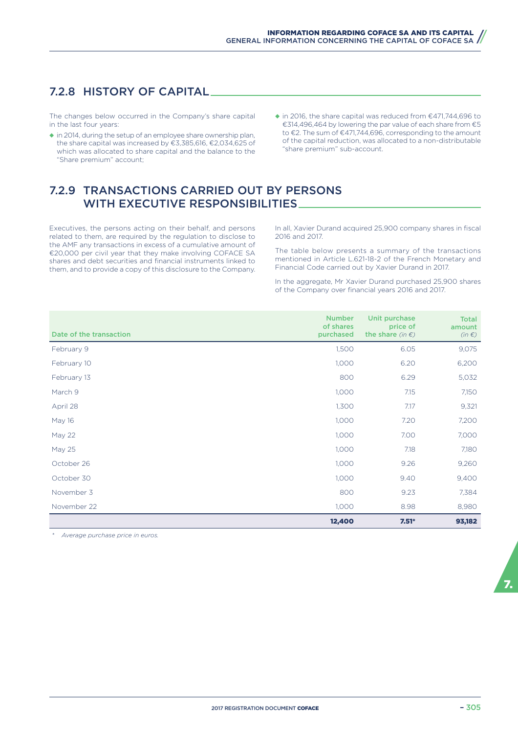## 7.2.8 HISTORY OF CAPITAL

The changes below occurred in the Company's share capital in the last four years:

- in 2014, during the setup of an employee share ownership plan, the share capital was increased by €3,385,616, €2,034,625 of which was allocated to share capital and the balance to the "Share premium" account;
- in 2016, the share capital was reduced from €471,744,696 to €314,496,464 by lowering the par value of each share from €5 to €2. The sum of €471,744,696, corresponding to the amount of the capital reduction, was allocated to a non-distributable "share premium" sub-account.

## 7.2.9 TRANSACTIONS CARRIED OUT BY PERSONS WITH EXECUTIVE RESPONSIBILITIES

Executives, the persons acting on their behalf, and persons related to them, are required by the regulation to disclose to the AMF any transactions in excess of a cumulative amount of €20,000 per civil year that they make involving COFACE SA shares and debt securities and financial instruments linked to them, and to provide a copy of this disclosure to the Company.

In all, Xavier Durand acquired 25,900 company shares in fiscal 2016 and 2017.

The table below presents a summary of the transactions mentioned in Article L.621-18-2 of the French Monetary and Financial Code carried out by Xavier Durand in 2017.

In the aggregate, Mr Xavier Durand purchased 25,900 shares of the Company over financial years 2016 and 2017.

| Date of the transaction | Number of shares purchased | Unit purchase price of the share *(in €)* | Total amount *(in €)* |
|---|---|---|---|
| February 9 | 1,500 | 6.05 | 9,075 |
| February 10 | 1,000 | 6.20 | 6,200 |
| February 13 | 800 | 6.29 | 5,032 |
| March 9 | 1,000 | 7.15 | 7,150 |
| April 28 | 1,300 | 7.17 | 9,321 |
| May 16 | 1,000 | 7.20 | 7,200 |
| May 22 | 1,000 | 7.00 | 7,000 |
| May 25 | 1,000 | 7.18 | 7,180 |
| October 26 | 1,000 | 9.26 | 9,260 |
| October 30 | 1,000 | 9.40 | 9,400 |
| November 3 | 800 | 9.23 | 7,384 |
| November 22 | 1,000 | 8.98 | 8,980 |
| | **12,400** | **7.51*** | **93,182** |

\* *Average purchase price in euros.*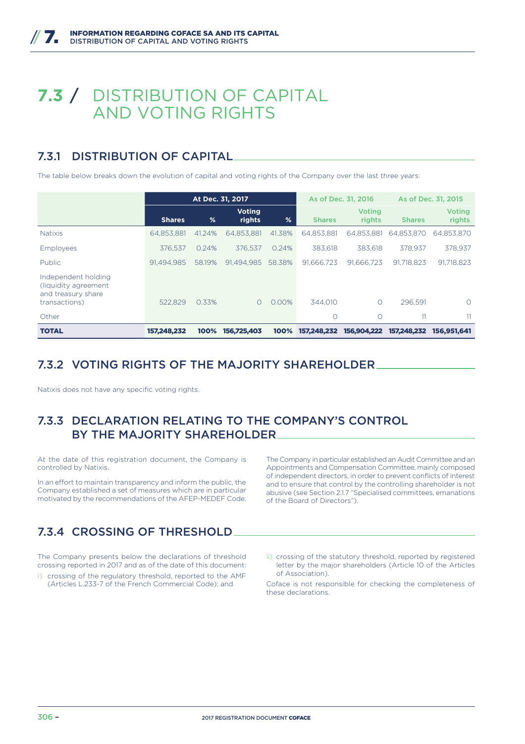# 7.3 / DISTRIBUTION OF CAPITAL AND VOTING RIGHTS

## 7.3.1 DISTRIBUTION OF CAPITAL

The table below breaks down the evolution of capital and voting rights of the Company over the last three years:

| | At Dec. 31, 2017 | | | | As of Dec. 31, 2016 | | As of Dec. 31, 2015 | |
|---|---|---|---|---|---|---|---|---|
| | Shares | % | Voting rights | % | Shares | Voting rights | Shares | Voting rights |
| Natixis | 64,853,881 | 41.24% | 64,853,881 | 41.38% | 64,853,881 | 64,853,881 | 64,853,870 | 64,853,870 |
| Employees | 376,537 | 0.24% | 376,537 | 0.24% | 383,618 | 383,618 | 378,937 | 378,937 |
| Public | 91,494,985 | 58.19% | 91,494,985 | 58.38% | 91,666,723 | 91,666,723 | 91,718,823 | 91,718,823 |
| Independent holding (liquidity agreement and treasury share transactions) | 522,829 | 0.33% | 0 | 0.00% | 344,010 | 0 | 296,591 | 0 |
| Other | | | | | 0 | 0 | 11 | 11 |
| **TOTAL** | **157,248,232** | **100%** | **156,725,403** | **100%** | **157,248,232** | **156,904,222** | **157,248,232** | **156,951,641** |

## 7.3.2 VOTING RIGHTS OF THE MAJORITY SHAREHOLDER

Natixis does not have any specific voting rights.

## 7.3.3 DECLARATION RELATING TO THE COMPANY'S CONTROL BY THE MAJORITY SHAREHOLDER

At the date of this registration document, the Company is controlled by Natixis.

In an effort to maintain transparency and inform the public, the Company established a set of measures which are in particular motivated by the recommendations of the AFEP-MEDEF Code.

The Company in particular established an Audit Committee and an Appointments and Compensation Committee, mainly composed of independent directors, in order to prevent conflicts of interest and to ensure that control by the controlling shareholder is not abusive (see Section 2.1.7 "Specialised committees, emanations of the Board of Directors").

## 7.3.4 CROSSING OF THRESHOLD

The Company presents below the declarations of threshold crossing reported in 2017 and as of the date of this document:

i) crossing of the regulatory threshold, reported to the AMF (Articles L.233-7 of the French Commercial Code); and

ii) crossing of the statutory threshold, reported by registered letter by the major shareholders (Article 10 of the Articles of Association).

Coface is not responsible for checking the completeness of these declarations.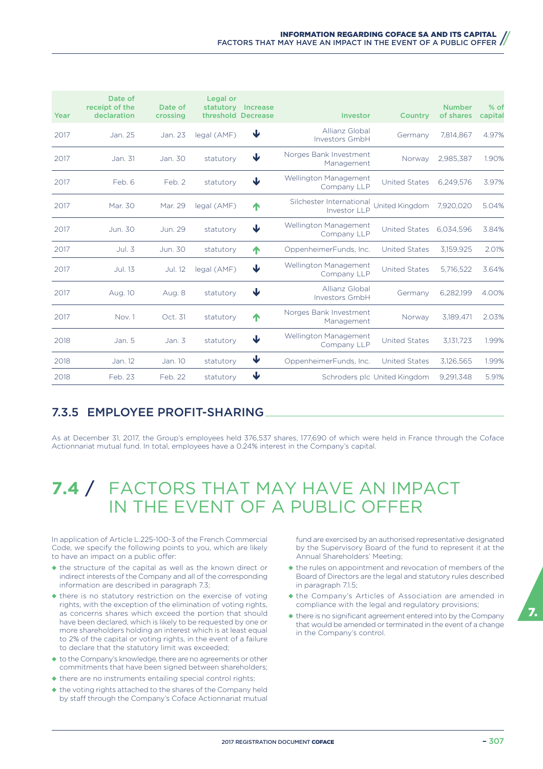| Year | Date of receipt of the declaration | Date of crossing | Legal or statutory threshold | Increase Decrease | Investor | Country | Number of shares | % of capital |
|---|---|---|---|---|---|---|---|---|
| 2017 | Jan. 25 | Jan. 23 | legal (AMF) | ↓ | Allianz Global Investors GmbH | Germany | 7,814,867 | 4.97% |
| 2017 | Jan. 31 | Jan. 30 | statutory | ↓ | Norges Bank Investment Management | Norway | 2,985,387 | 1.90% |
| 2017 | Feb. 6 | Feb. 2 | statutory | ↓ | Wellington Management Company LLP | United States | 6,249,576 | 3.97% |
| 2017 | Mar. 30 | Mar. 29 | legal (AMF) | ↑ | Silchester International Investor LLP | United Kingdom | 7,920,020 | 5.04% |
| 2017 | Jun. 30 | Jun. 29 | statutory | ↓ | Wellington Management Company LLP | United States | 6,034,596 | 3.84% |
| 2017 | Jul. 3 | Jun. 30 | statutory | ↑ | OppenheimerFunds, Inc. | United States | 3,159,925 | 2.01% |
| 2017 | Jul. 13 | Jul. 12 | legal (AMF) | ↓ | Wellington Management Company LLP | United States | 5,716,522 | 3.64% |
| 2017 | Aug. 10 | Aug. 8 | statutory | ↓ | Allianz Global Investors GmbH | Germany | 6,282,199 | 4.00% |
| 2017 | Nov. 1 | Oct. 31 | statutory | ↑ | Norges Bank Investment Management | Norway | 3,189,471 | 2.03% |
| 2018 | Jan. 5 | Jan. 3 | statutory | ↓ | Wellington Management Company LLP | United States | 3,131,723 | 1.99% |
| 2018 | Jan. 12 | Jan. 10 | statutory | ↓ | OppenheimerFunds, Inc. | United States | 3,126,565 | 1.99% |
| 2018 | Feb. 23 | Feb. 22 | statutory | ↓ | Schroders plc | United Kingdom | 9,291,348 | 5.91% |

### 7.3.5 EMPLOYEE PROFIT-SHARING

As at December 31, 2017, the Group's employees held 376,537 shares, 177,690 of which were held in France through the Coface Actionnariat mutual fund. In total, employees have a 0.24% interest in the Company's capital.

## 7.4 / FACTORS THAT MAY HAVE AN IMPACT IN THE EVENT OF A PUBLIC OFFER

In application of Article L.225-100-3 of the French Commercial Code, we specify the following points to you, which are likely to have an impact on a public offer:

- the structure of the capital as well as the known direct or indirect interests of the Company and all of the corresponding information are described in paragraph 7.3;
- there is no statutory restriction on the exercise of voting rights, with the exception of the elimination of voting rights, as concerns shares which exceed the portion that should have been declared, which is likely to be requested by one or more shareholders holding an interest which is at least equal to 2% of the capital or voting rights, in the event of a failure to declare that the statutory limit was exceeded;
- to the Company's knowledge, there are no agreements or other commitments that have been signed between shareholders;
- there are no instruments entailing special control rights;
- the voting rights attached to the shares of the Company held by staff through the Company's Coface Actionnariat mutual fund are exercised by an authorised representative designated by the Supervisory Board of the fund to represent it at the Annual Shareholders' Meeting;
- the rules on appointment and revocation of members of the Board of Directors are the legal and statutory rules described in paragraph 7.1.5;
- the Company's Articles of Association are amended in compliance with the legal and regulatory provisions;
- there is no significant agreement entered into by the Company that would be amended or terminated in the event of a change in the Company's control.